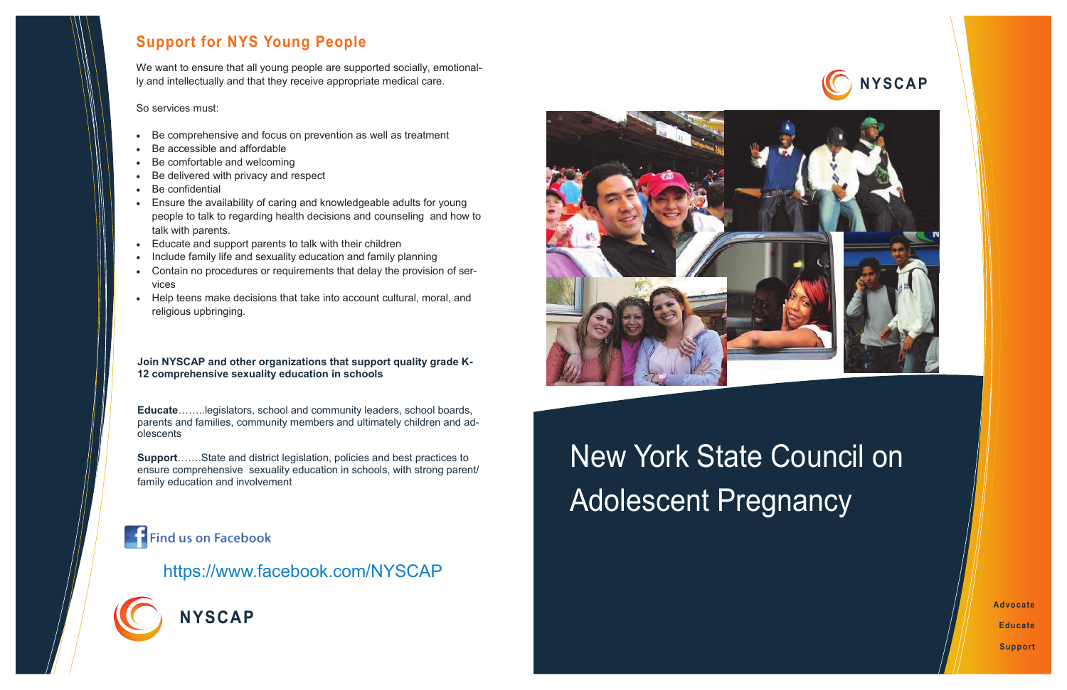## Support for NYS Young People

We want to ensure that all young people are supported socially, emotionally and intellectually and that they receive appropriate medical care.

So services must:

- Be comprehensive and focus on prevention as well as treatment
- Be accessible and affordable
- Be comfortable and welcoming
- Be delivered with privacy and respect
- Be confidential
- Ensure the availability of caring and knowledgeable adults for young people to talk to regarding health decisions and counseling and how to talk with parents.
- Educate and support parents to talk with their children
- Include family life and sexuality education and family planning
- Contain no procedures or requirements that delay the provision of services
- Help teens make decisions that take into account cultural, moral, and religious upbringing.

**Join NYSCAP and other organizations that support quality grade K-12 comprehensive sexuality education in schools**

**Educate**……..legislators, school and community leaders, school boards, parents and families, community members and ultimately children and adolescents

**Support**…….State and district legislation, policies and best practices to ensure comprehensive sexuality education in schools, with strong parent/family education and involvement

Find us on Facebook

https://www.facebook.com/NYSCAP

NYSCAP

NYSCAP

# New York State Council on Adolescent Pregnancy

Advocate

Educate

Support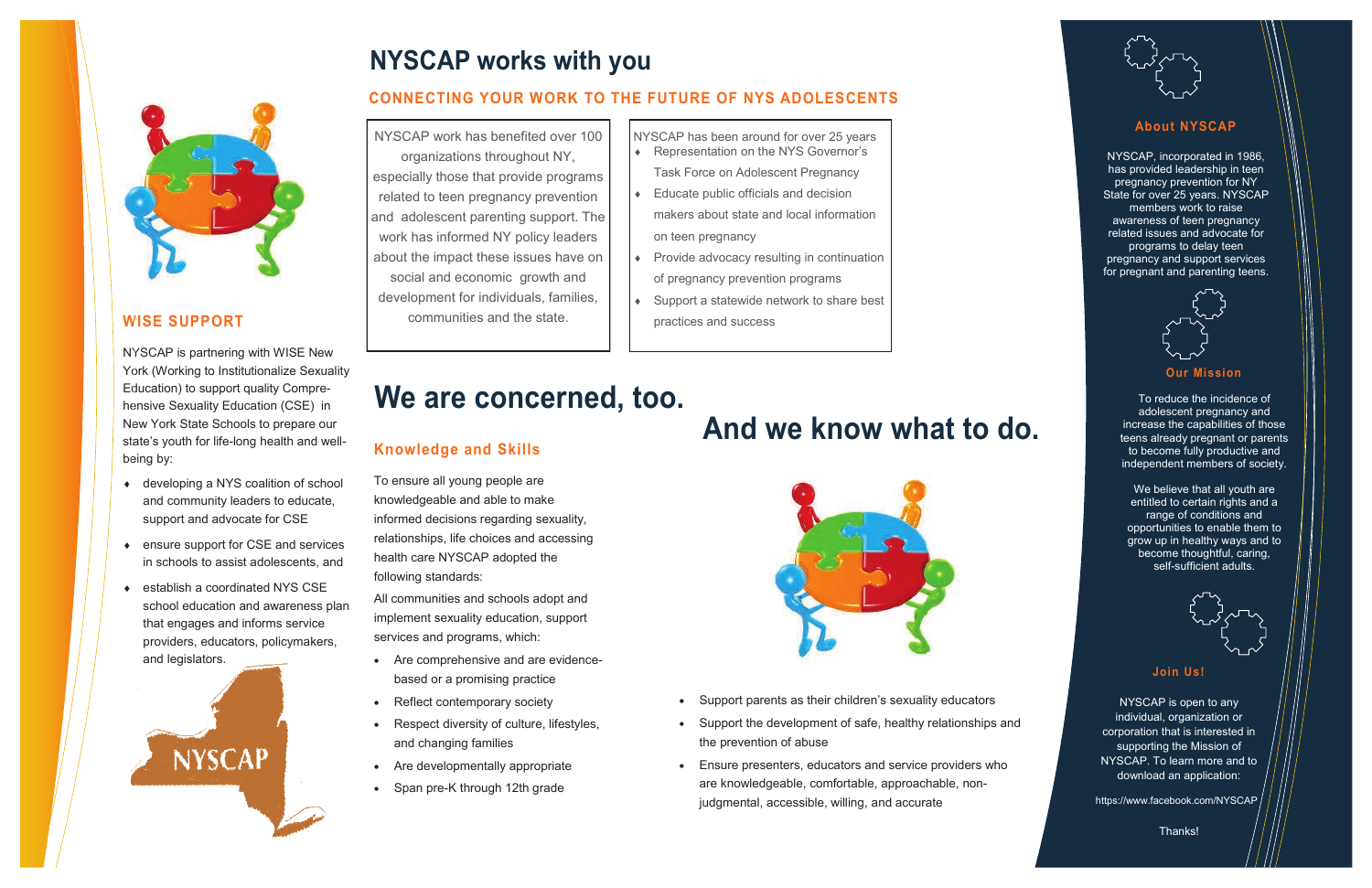## WISE SUPPORT

NYSCAP is partnering with WISE New York (Working to Institutionalize Sexuality Education) to support quality Comprehensive Sexuality Education (CSE) in New York State Schools to prepare our state's youth for life-long health and well-being by:

- developing a NYS coalition of school and community leaders to educate, support and advocate for CSE
- ensure support for CSE and services in schools to assist adolescents, and
- establish a coordinated NYS CSE school education and awareness plan that engages and informs service providers, educators, policymakers, and legislators.

NYSCAP

# NYSCAP works with you

## CONNECTING YOUR WORK TO THE FUTURE OF NYS ADOLESCENTS

NYSCAP work has benefited over 100 organizations throughout NY, especially those that provide programs related to teen pregnancy prevention and adolescent parenting support. The work has informed NY policy leaders about the impact these issues have on social and economic growth and development for individuals, families, communities and the state.

NYSCAP has been around for over 25 years

- Representation on the NYS Governor's Task Force on Adolescent Pregnancy
- Educate public officials and decision makers about state and local information on teen pregnancy
- Provide advocacy resulting in continuation of pregnancy prevention programs
- Support a statewide network to share best practices and success

# We are concerned, too.

## Knowledge and Skills

To ensure all young people are knowledgeable and able to make informed decisions regarding sexuality, relationships, life choices and accessing health care NYSCAP adopted the following standards:

All communities and schools adopt and implement sexuality education, support services and programs, which:

- Are comprehensive and are evidence-based or a promising practice
- Reflect contemporary society
- Respect diversity of culture, lifestyles, and changing families
- Are developmentally appropriate
- Span pre-K through 12th grade

# And we know what to do.

- Support parents as their children's sexuality educators
- Support the development of safe, healthy relationships and the prevention of abuse
- Ensure presenters, educators and service providers who are knowledgeable, comfortable, approachable, non-judgmental, accessible, willing, and accurate

## About NYSCAP

NYSCAP, incorporated in 1986, has provided leadership in teen pregnancy prevention for NY State for over 25 years. NYSCAP members work to raise awareness of teen pregnancy related issues and advocate for programs to delay teen pregnancy and support services for pregnant and parenting teens.

## Our Mission

To reduce the incidence of adolescent pregnancy and increase the capabilities of those teens already pregnant or parents to become fully productive and independent members of society.

We believe that all youth are entitled to certain rights and a range of conditions and opportunities to enable them to grow up in healthy ways and to become thoughtful, caring, self-sufficient adults.

## Join Us!

NYSCAP is open to any individual, organization or corporation that is interested in supporting the Mission of NYSCAP. To learn more and to download an application:

https://www.facebook.com/NYSCAP

Thanks!